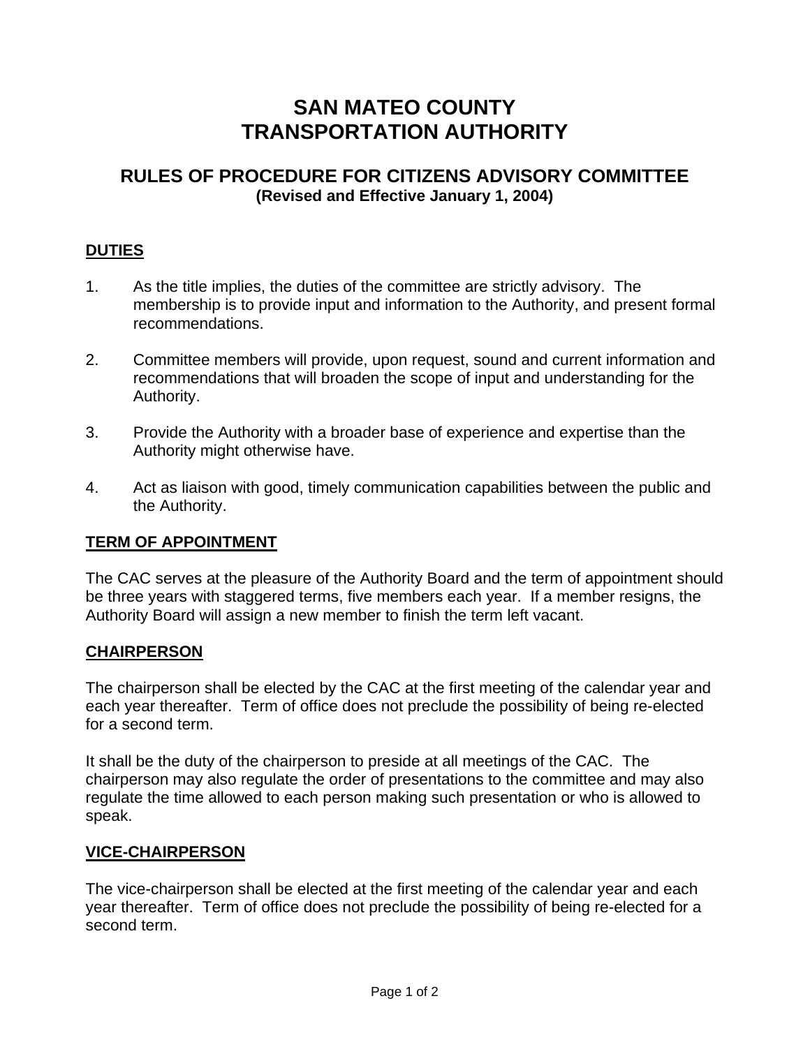# SAN MATEO COUNTY TRANSPORTATION AUTHORITY

## RULES OF PROCEDURE FOR CITIZENS ADVISORY COMMITTEE

**(Revised and Effective January 1, 2004)**

### DUTIES

1. As the title implies, the duties of the committee are strictly advisory. The membership is to provide input and information to the Authority, and present formal recommendations.

2. Committee members will provide, upon request, sound and current information and recommendations that will broaden the scope of input and understanding for the Authority.

3. Provide the Authority with a broader base of experience and expertise than the Authority might otherwise have.

4. Act as liaison with good, timely communication capabilities between the public and the Authority.

### TERM OF APPOINTMENT

The CAC serves at the pleasure of the Authority Board and the term of appointment should be three years with staggered terms, five members each year. If a member resigns, the Authority Board will assign a new member to finish the term left vacant.

### CHAIRPERSON

The chairperson shall be elected by the CAC at the first meeting of the calendar year and each year thereafter. Term of office does not preclude the possibility of being re-elected for a second term.

It shall be the duty of the chairperson to preside at all meetings of the CAC. The chairperson may also regulate the order of presentations to the committee and may also regulate the time allowed to each person making such presentation or who is allowed to speak.

### VICE-CHAIRPERSON

The vice-chairperson shall be elected at the first meeting of the calendar year and each year thereafter. Term of office does not preclude the possibility of being re-elected for a second term.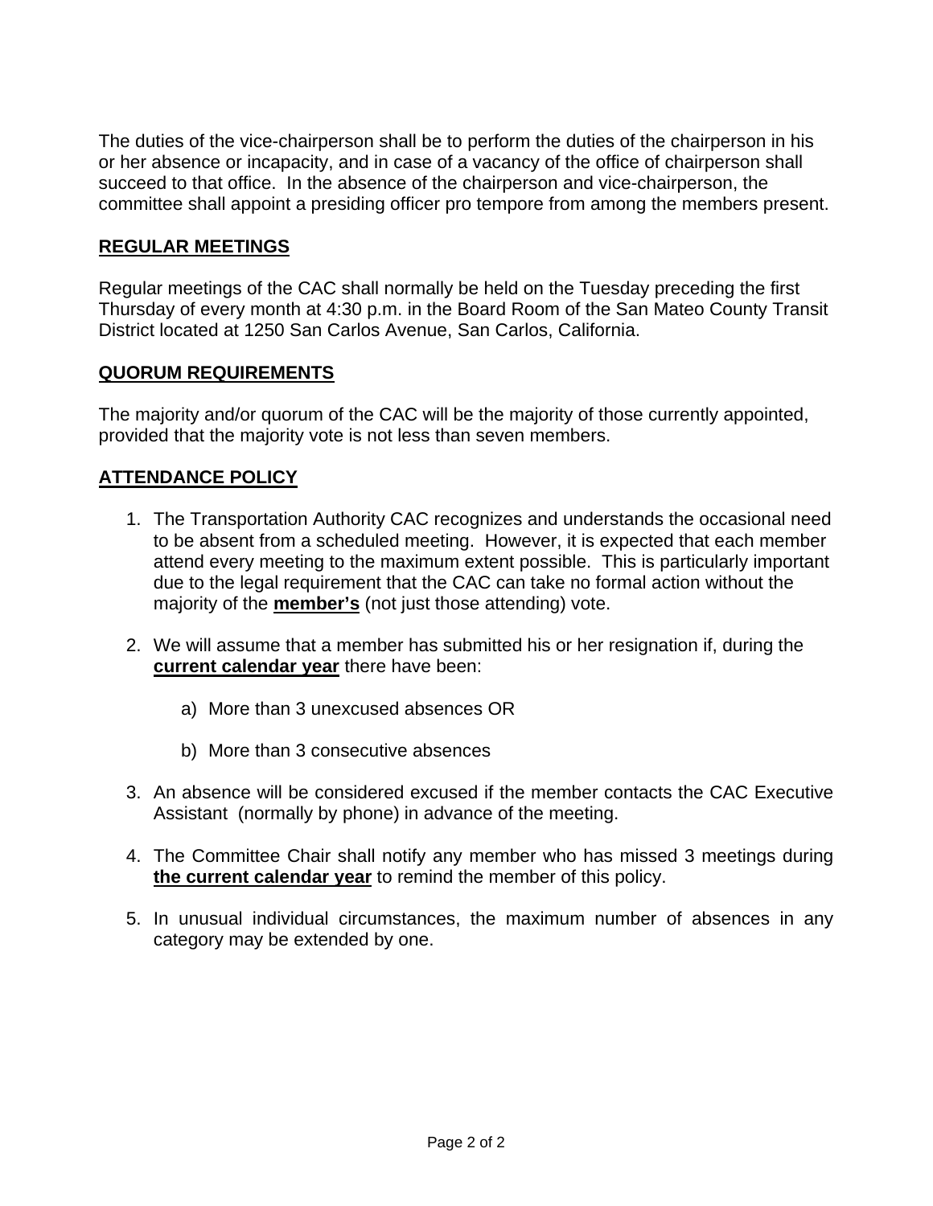The duties of the vice-chairperson shall be to perform the duties of the chairperson in his or her absence or incapacity, and in case of a vacancy of the office of chairperson shall succeed to that office. In the absence of the chairperson and vice-chairperson, the committee shall appoint a presiding officer pro tempore from among the members present.

## REGULAR MEETINGS

Regular meetings of the CAC shall normally be held on the Tuesday preceding the first Thursday of every month at 4:30 p.m. in the Board Room of the San Mateo County Transit District located at 1250 San Carlos Avenue, San Carlos, California.

## QUORUM REQUIREMENTS

The majority and/or quorum of the CAC will be the majority of those currently appointed, provided that the majority vote is not less than seven members.

## ATTENDANCE POLICY

1. The Transportation Authority CAC recognizes and understands the occasional need to be absent from a scheduled meeting. However, it is expected that each member attend every meeting to the maximum extent possible. This is particularly important due to the legal requirement that the CAC can take no formal action without the majority of the **member's** (not just those attending) vote.

2. We will assume that a member has submitted his or her resignation if, during the **current calendar year** there have been:

   a) More than 3 unexcused absences OR

   b) More than 3 consecutive absences

3. An absence will be considered excused if the member contacts the CAC Executive Assistant (normally by phone) in advance of the meeting.

4. The Committee Chair shall notify any member who has missed 3 meetings during **the current calendar year** to remind the member of this policy.

5. In unusual individual circumstances, the maximum number of absences in any category may be extended by one.